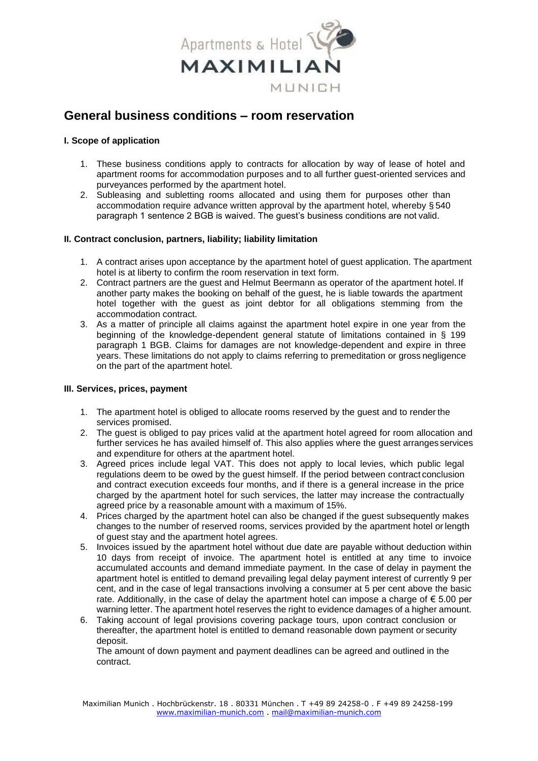Apartments & Hotel MAXIMILIAN MUNICH

# General business conditions – room reservation

### I. Scope of application

1. These business conditions apply to contracts for allocation by way of lease of hotel and apartment rooms for accommodation purposes and to all further guest-oriented services and purveyances performed by the apartment hotel.
2. Subleasing and subletting rooms allocated and using them for purposes other than accommodation require advance written approval by the apartment hotel, whereby § 540 paragraph 1 sentence 2 BGB is waived. The guest's business conditions are not valid.

### II. Contract conclusion, partners, liability; liability limitation

1. A contract arises upon acceptance by the apartment hotel of guest application. The apartment hotel is at liberty to confirm the room reservation in text form.
2. Contract partners are the guest and Helmut Beermann as operator of the apartment hotel. If another party makes the booking on behalf of the guest, he is liable towards the apartment hotel together with the guest as joint debtor for all obligations stemming from the accommodation contract.
3. As a matter of principle all claims against the apartment hotel expire in one year from the beginning of the knowledge-dependent general statute of limitations contained in § 199 paragraph 1 BGB. Claims for damages are not knowledge-dependent and expire in three years. These limitations do not apply to claims referring to premeditation or gross negligence on the part of the apartment hotel.

### III. Services, prices, payment

1. The apartment hotel is obliged to allocate rooms reserved by the guest and to render the services promised.
2. The guest is obliged to pay prices valid at the apartment hotel agreed for room allocation and further services he has availed himself of. This also applies where the guest arranges services and expenditure for others at the apartment hotel.
3. Agreed prices include legal VAT. This does not apply to local levies, which public legal regulations deem to be owed by the guest himself. If the period between contract conclusion and contract execution exceeds four months, and if there is a general increase in the price charged by the apartment hotel for such services, the latter may increase the contractually agreed price by a reasonable amount with a maximum of 15%.
4. Prices charged by the apartment hotel can also be changed if the guest subsequently makes changes to the number of reserved rooms, services provided by the apartment hotel or length of guest stay and the apartment hotel agrees.
5. Invoices issued by the apartment hotel without due date are payable without deduction within 10 days from receipt of invoice. The apartment hotel is entitled at any time to invoice accumulated accounts and demand immediate payment. In the case of delay in payment the apartment hotel is entitled to demand prevailing legal delay payment interest of currently 9 per cent, and in the case of legal transactions involving a consumer at 5 per cent above the basic rate. Additionally, in the case of delay the apartment hotel can impose a charge of € 5.00 per warning letter. The apartment hotel reserves the right to evidence damages of a higher amount.
6. Taking account of legal provisions covering package tours, upon contract conclusion or thereafter, the apartment hotel is entitled to demand reasonable down payment or security deposit.

   The amount of down payment and payment deadlines can be agreed and outlined in the contract.

Maximilian Munich . Hochbrückenstr. 18 . 80331 München . T +49 89 24258-0 . F +49 89 24258-199
www.maximilian-munich.com . mail@maximilian-munich.com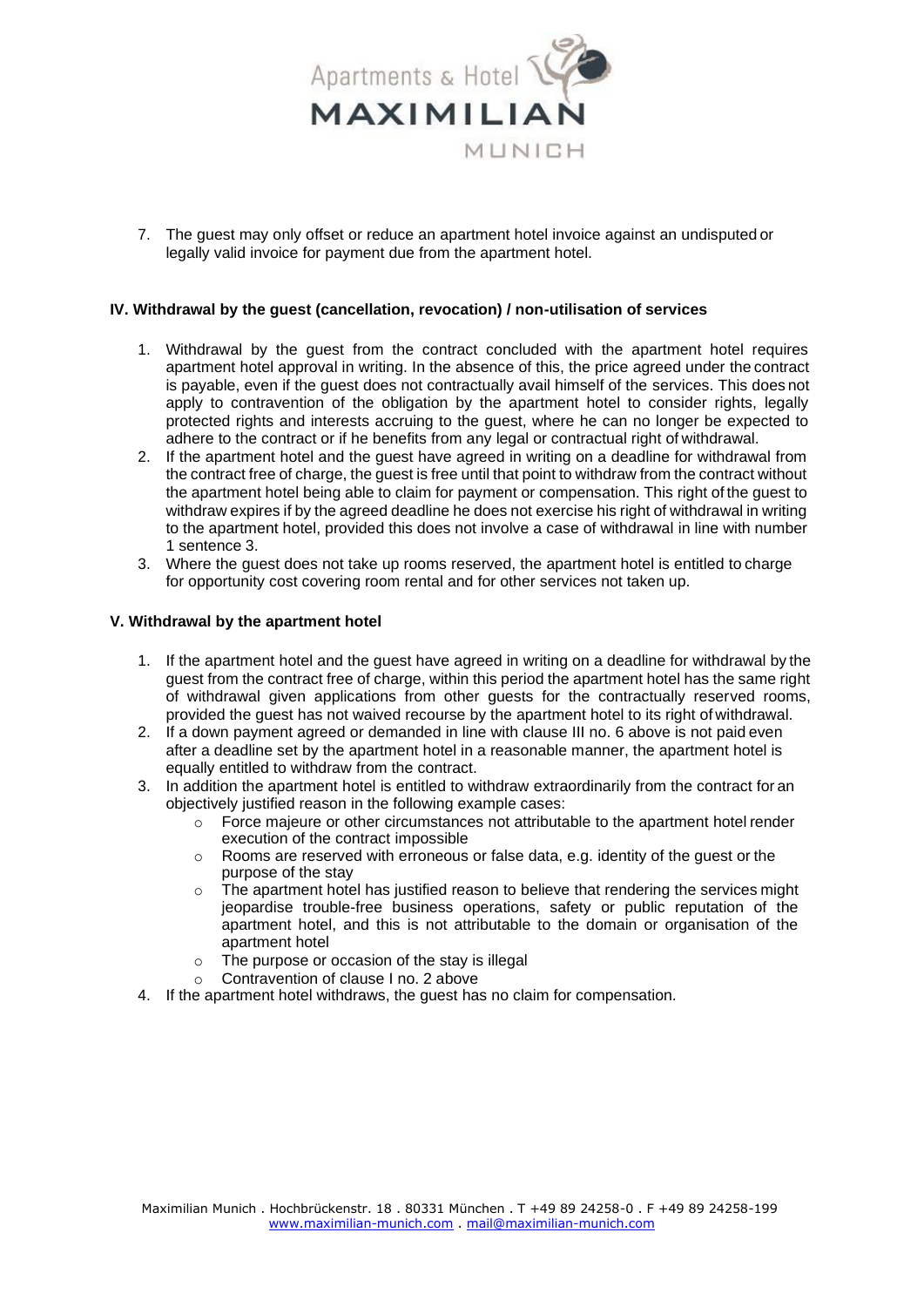7. The guest may only offset or reduce an apartment hotel invoice against an undisputed or legally valid invoice for payment due from the apartment hotel.

**IV. Withdrawal by the guest (cancellation, revocation) / non-utilisation of services**

1. Withdrawal by the guest from the contract concluded with the apartment hotel requires apartment hotel approval in writing. In the absence of this, the price agreed under the contract is payable, even if the guest does not contractually avail himself of the services. This does not apply to contravention of the obligation by the apartment hotel to consider rights, legally protected rights and interests accruing to the guest, where he can no longer be expected to adhere to the contract or if he benefits from any legal or contractual right of withdrawal.
2. If the apartment hotel and the guest have agreed in writing on a deadline for withdrawal from the contract free of charge, the guest is free until that point to withdraw from the contract without the apartment hotel being able to claim for payment or compensation. This right of the guest to withdraw expires if by the agreed deadline he does not exercise his right of withdrawal in writing to the apartment hotel, provided this does not involve a case of withdrawal in line with number 1 sentence 3.
3. Where the guest does not take up rooms reserved, the apartment hotel is entitled to charge for opportunity cost covering room rental and for other services not taken up.

**V. Withdrawal by the apartment hotel**

1. If the apartment hotel and the guest have agreed in writing on a deadline for withdrawal by the guest from the contract free of charge, within this period the apartment hotel has the same right of withdrawal given applications from other guests for the contractually reserved rooms, provided the guest has not waived recourse by the apartment hotel to its right of withdrawal.
2. If a down payment agreed or demanded in line with clause III no. 6 above is not paid even after a deadline set by the apartment hotel in a reasonable manner, the apartment hotel is equally entitled to withdraw from the contract.
3. In addition the apartment hotel is entitled to withdraw extraordinarily from the contract for an objectively justified reason in the following example cases:
   - Force majeure or other circumstances not attributable to the apartment hotel render execution of the contract impossible
   - Rooms are reserved with erroneous or false data, e.g. identity of the guest or the purpose of the stay
   - The apartment hotel has justified reason to believe that rendering the services might jeopardise trouble-free business operations, safety or public reputation of the apartment hotel, and this is not attributable to the domain or organisation of the apartment hotel
   - The purpose or occasion of the stay is illegal
   - Contravention of clause I no. 2 above
4. If the apartment hotel withdraws, the guest has no claim for compensation.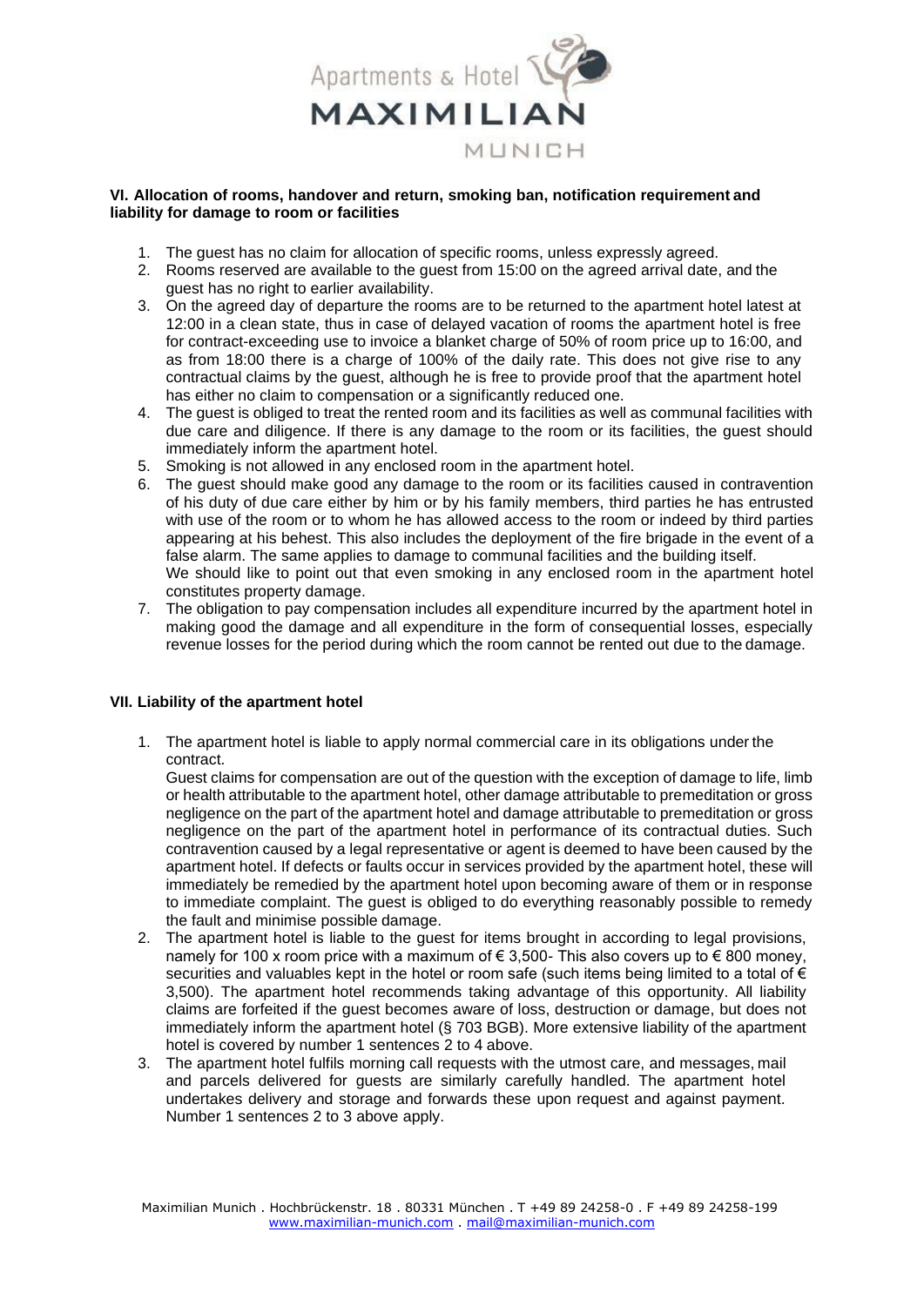### VI. Allocation of rooms, handover and return, smoking ban, notification requirement and liability for damage to room or facilities

1. The guest has no claim for allocation of specific rooms, unless expressly agreed.
2. Rooms reserved are available to the guest from 15:00 on the agreed arrival date, and the guest has no right to earlier availability.
3. On the agreed day of departure the rooms are to be returned to the apartment hotel latest at 12:00 in a clean state, thus in case of delayed vacation of rooms the apartment hotel is free for contract-exceeding use to invoice a blanket charge of 50% of room price up to 16:00, and as from 18:00 there is a charge of 100% of the daily rate. This does not give rise to any contractual claims by the guest, although he is free to provide proof that the apartment hotel has either no claim to compensation or a significantly reduced one.
4. The guest is obliged to treat the rented room and its facilities as well as communal facilities with due care and diligence. If there is any damage to the room or its facilities, the guest should immediately inform the apartment hotel.
5. Smoking is not allowed in any enclosed room in the apartment hotel.
6. The guest should make good any damage to the room or its facilities caused in contravention of his duty of due care either by him or by his family members, third parties he has entrusted with use of the room or to whom he has allowed access to the room or indeed by third parties appearing at his behest. This also includes the deployment of the fire brigade in the event of a false alarm. The same applies to damage to communal facilities and the building itself.
   We should like to point out that even smoking in any enclosed room in the apartment hotel constitutes property damage.
7. The obligation to pay compensation includes all expenditure incurred by the apartment hotel in making good the damage and all expenditure in the form of consequential losses, especially revenue losses for the period during which the room cannot be rented out due to the damage.

### VII. Liability of the apartment hotel

1. The apartment hotel is liable to apply normal commercial care in its obligations under the contract.
   Guest claims for compensation are out of the question with the exception of damage to life, limb or health attributable to the apartment hotel, other damage attributable to premeditation or gross negligence on the part of the apartment hotel and damage attributable to premeditation or gross negligence on the part of the apartment hotel in performance of its contractual duties. Such contravention caused by a legal representative or agent is deemed to have been caused by the apartment hotel. If defects or faults occur in services provided by the apartment hotel, these will immediately be remedied by the apartment hotel upon becoming aware of them or in response to immediate complaint. The guest is obliged to do everything reasonably possible to remedy the fault and minimise possible damage.
2. The apartment hotel is liable to the guest for items brought in according to legal provisions, namely for 100 x room price with a maximum of € 3,500- This also covers up to € 800 money, securities and valuables kept in the hotel or room safe (such items being limited to a total of € 3,500). The apartment hotel recommends taking advantage of this opportunity. All liability claims are forfeited if the guest becomes aware of loss, destruction or damage, but does not immediately inform the apartment hotel (§ 703 BGB). More extensive liability of the apartment hotel is covered by number 1 sentences 2 to 4 above.
3. The apartment hotel fulfils morning call requests with the utmost care, and messages, mail and parcels delivered for guests are similarly carefully handled. The apartment hotel undertakes delivery and storage and forwards these upon request and against payment. Number 1 sentences 2 to 3 above apply.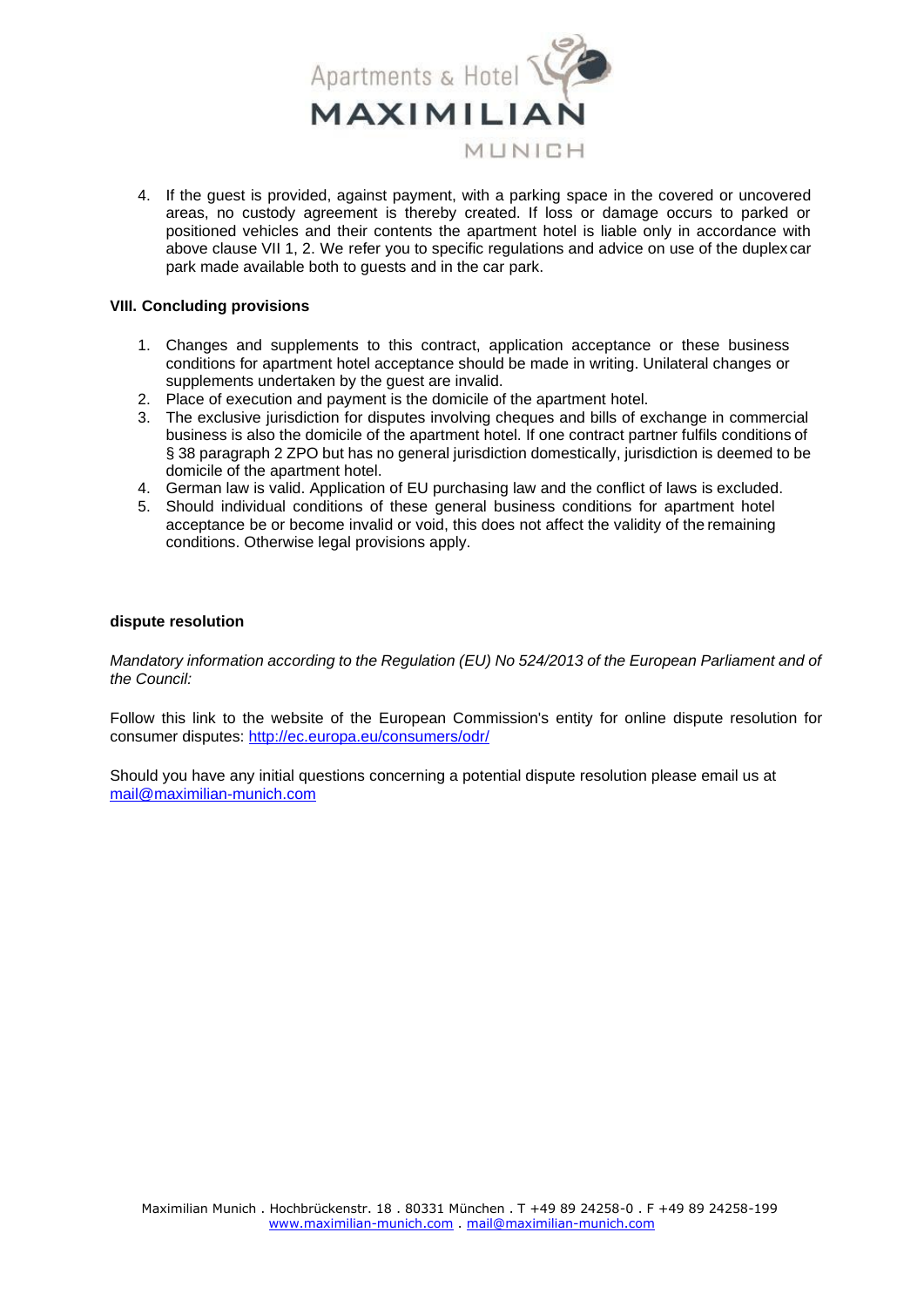4. If the guest is provided, against payment, with a parking space in the covered or uncovered areas, no custody agreement is thereby created. If loss or damage occurs to parked or positioned vehicles and their contents the apartment hotel is liable only in accordance with above clause VII 1, 2. We refer you to specific regulations and advice on use of the duplex car park made available both to guests and in the car park.

**VIII. Concluding provisions**

1. Changes and supplements to this contract, application acceptance or these business conditions for apartment hotel acceptance should be made in writing. Unilateral changes or supplements undertaken by the guest are invalid.
2. Place of execution and payment is the domicile of the apartment hotel.
3. The exclusive jurisdiction for disputes involving cheques and bills of exchange in commercial business is also the domicile of the apartment hotel. If one contract partner fulfils conditions of § 38 paragraph 2 ZPO but has no general jurisdiction domestically, jurisdiction is deemed to be domicile of the apartment hotel.
4. German law is valid. Application of EU purchasing law and the conflict of laws is excluded.
5. Should individual conditions of these general business conditions for apartment hotel acceptance be or become invalid or void, this does not affect the validity of the remaining conditions. Otherwise legal provisions apply.

**dispute resolution**

*Mandatory information according to the Regulation (EU) No 524/2013 of the European Parliament and of the Council:*

Follow this link to the website of the European Commission's entity for online dispute resolution for consumer disputes: http://ec.europa.eu/consumers/odr/

Should you have any initial questions concerning a potential dispute resolution please email us at mail@maximilian-munich.com